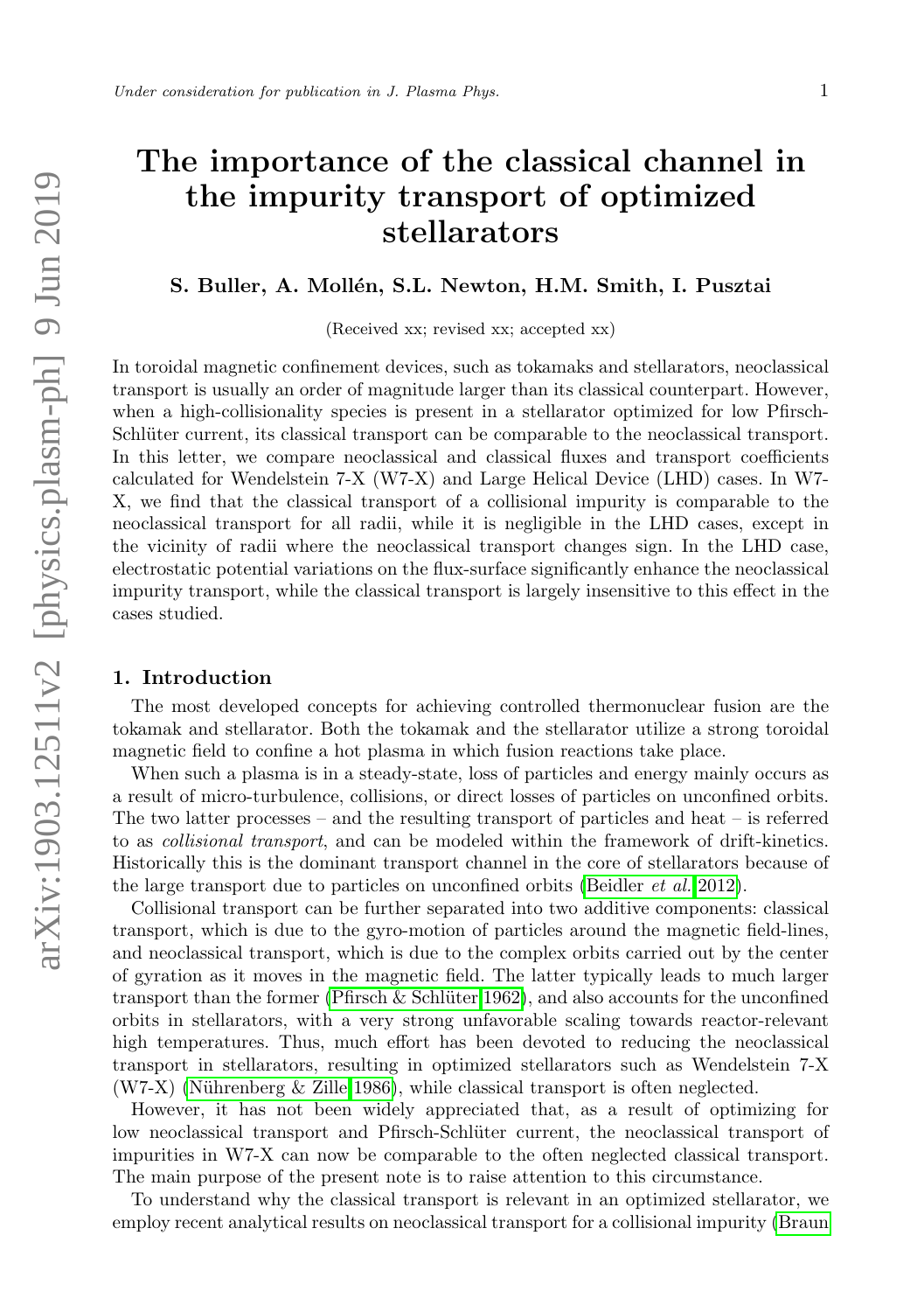# The importance of the classical channel in the impurity transport of optimized stellarators

**S. Buller, A. Mollén, S.L. Newton, H.M. Smith, I. Pusztai**

(Received xx; revised xx; accepted xx)

In toroidal magnetic confinement devices, such as tokamaks and stellarators, neoclassical transport is usually an order of magnitude larger than its classical counterpart. However, when a high-collisionality species is present in a stellarator optimized for low Pfirsch-Schlüter current, its classical transport can be comparable to the neoclassical transport. In this letter, we compare neoclassical and classical fluxes and transport coefficients calculated for Wendelstein 7-X (W7-X) and Large Helical Device (LHD) cases. In W7-X, we find that the classical transport of a collisional impurity is comparable to the neoclassical transport for all radii, while it is negligible in the LHD cases, except in the vicinity of radii where the neoclassical transport changes sign. In the LHD case, electrostatic potential variations on the flux-surface significantly enhance the neoclassical impurity transport, while the classical transport is largely insensitive to this effect in the cases studied.

## 1. Introduction

The most developed concepts for achieving controlled thermonuclear fusion are the tokamak and stellarator. Both the tokamak and the stellarator utilize a strong toroidal magnetic field to confine a hot plasma in which fusion reactions take place.

When such a plasma is in a steady-state, loss of particles and energy mainly occurs as a result of micro-turbulence, collisions, or direct losses of particles on unconfined orbits. The two latter processes – and the resulting transport of particles and heat – is referred to as *collisional transport*, and can be modeled within the framework of drift-kinetics. Historically this is the dominant transport channel in the core of stellarators because of the large transport due to particles on unconfined orbits (Beidler *et al.* 2012).

Collisional transport can be further separated into two additive components: classical transport, which is due to the gyro-motion of particles around the magnetic field-lines, and neoclassical transport, which is due to the complex orbits carried out by the center of gyration as it moves in the magnetic field. The latter typically leads to much larger transport than the former (Pfirsch & Schlüter 1962), and also accounts for the unconfined orbits in stellarators, with a very strong unfavorable scaling towards reactor-relevant high temperatures. Thus, much effort has been devoted to reducing the neoclassical transport in stellarators, resulting in optimized stellarators such as Wendelstein 7-X (W7-X) (Nührenberg & Zille 1986), while classical transport is often neglected.

However, it has not been widely appreciated that, as a result of optimizing for low neoclassical transport and Pfirsch-Schlüter current, the neoclassical transport of impurities in W7-X can now be comparable to the often neglected classical transport. The main purpose of the present note is to raise attention to this circumstance.

To understand why the classical transport is relevant in an optimized stellarator, we employ recent analytical results on neoclassical transport for a collisional impurity (Braun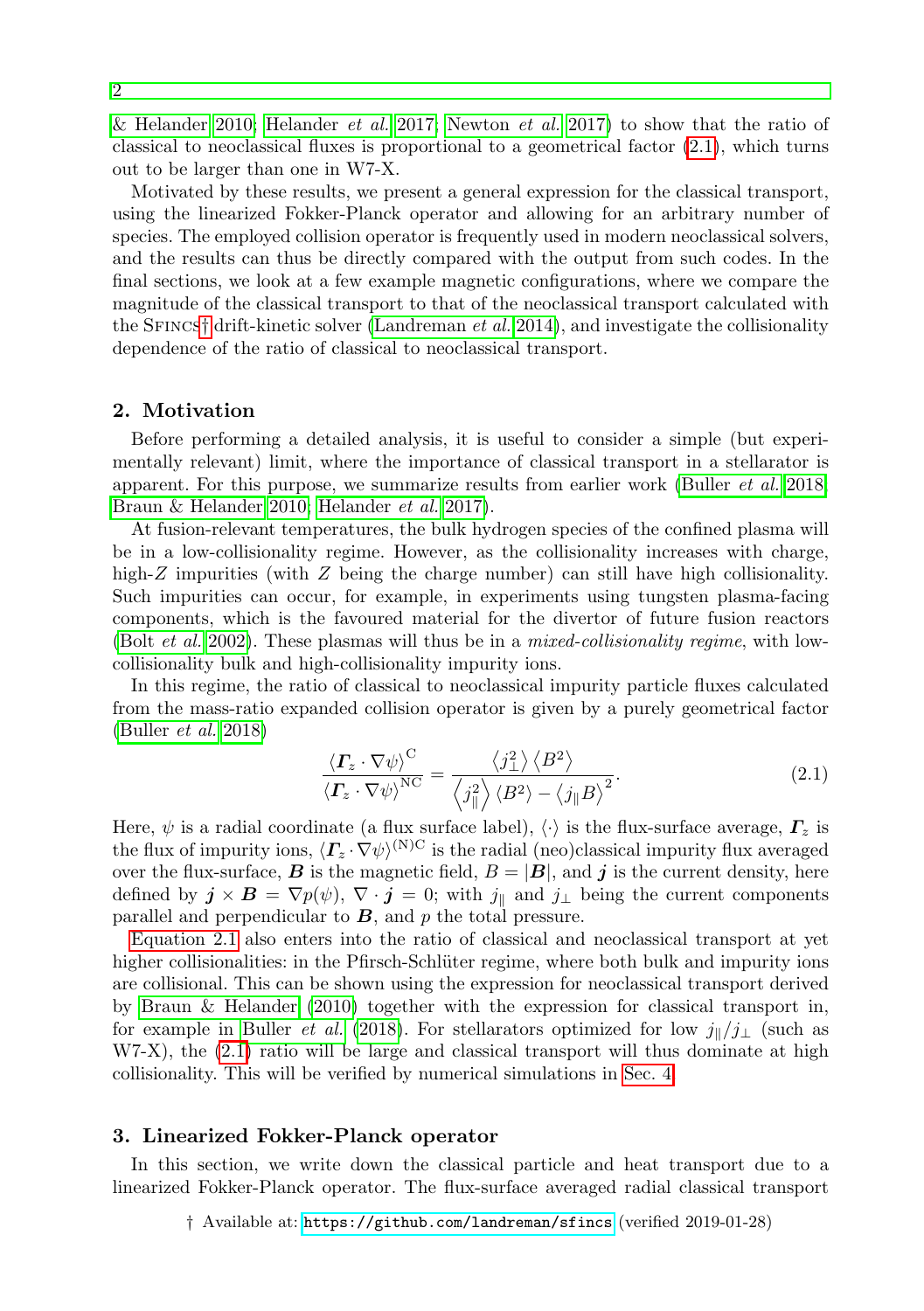& Helander 2010; Helander *et al.* 2017; Newton *et al.* 2017) to show that the ratio of classical to neoclassical fluxes is proportional to a geometrical factor (2.1), which turns out to be larger than one in W7-X.

Motivated by these results, we present a general expression for the classical transport, using the linearized Fokker-Planck operator and allowing for an arbitrary number of species. The employed collision operator is frequently used in modern neoclassical solvers, and the results can thus be directly compared with the output from such codes. In the final sections, we look at a few example magnetic configurations, where we compare the magnitude of the classical transport to that of the neoclassical transport calculated with the SFINCS† drift-kinetic solver (Landreman *et al.* 2014), and investigate the collisionality dependence of the ratio of classical to neoclassical transport.

## 2. Motivation

Before performing a detailed analysis, it is useful to consider a simple (but experimentally relevant) limit, where the importance of classical transport in a stellarator is apparent. For this purpose, we summarize results from earlier work (Buller *et al.* 2018; Braun & Helander 2010; Helander *et al.* 2017).

At fusion-relevant temperatures, the bulk hydrogen species of the confined plasma will be in a low-collisionality regime. However, as the collisionality increases with charge, high-$Z$ impurities (with $Z$ being the charge number) can still have high collisionality. Such impurities can occur, for example, in experiments using tungsten plasma-facing components, which is the favoured material for the divertor of future fusion reactors (Bolt *et al.* 2002). These plasmas will thus be in a *mixed-collisionality regime*, with low-collisionality bulk and high-collisionality impurity ions.

In this regime, the ratio of classical to neoclassical impurity particle fluxes calculated from the mass-ratio expanded collision operator is given by a purely geometrical factor (Buller *et al.* 2018)

$$\frac{\langle \boldsymbol{\Gamma}_z \cdot \nabla\psi \rangle^{\mathrm{C}}}{\langle \boldsymbol{\Gamma}_z \cdot \nabla\psi \rangle^{\mathrm{NC}}} = \frac{\left\langle j_\perp^2 \right\rangle \left\langle B^2 \right\rangle}{\left\langle j_\parallel^2 \right\rangle \left\langle B^2 \right\rangle - \left\langle j_\parallel B \right\rangle^2}. \tag{2.1}$$

Here, $\psi$ is a radial coordinate (a flux surface label), $\langle \cdot \rangle$ is the flux-surface average, $\boldsymbol{\Gamma}_z$ is the flux of impurity ions, $\langle \boldsymbol{\Gamma}_z \cdot \nabla\psi \rangle^{\mathrm{(N)C}}$ is the radial (neo)classical impurity flux averaged over the flux-surface, $\boldsymbol{B}$ is the magnetic field, $B = |\boldsymbol{B}|$, and $\boldsymbol{j}$ is the current density, here defined by $\boldsymbol{j} \times \boldsymbol{B} = \nabla p(\psi)$, $\nabla \cdot \boldsymbol{j} = 0$; with $j_\parallel$ and $j_\perp$ being the current components parallel and perpendicular to $\boldsymbol{B}$, and $p$ the total pressure.

Equation 2.1 also enters into the ratio of classical and neoclassical transport at yet higher collisionalities: in the Pfirsch-Schlüter regime, where both bulk and impurity ions are collisional. This can be shown using the expression for neoclassical transport derived by Braun & Helander (2010) together with the expression for classical transport in, for example in Buller *et al.* (2018). For stellarators optimized for low $j_\parallel/j_\perp$ (such as W7-X), the (2.1) ratio will be large and classical transport will thus dominate at high collisionality. This will be verified by numerical simulations in Sec. 4.

## 3. Linearized Fokker-Planck operator

In this section, we write down the classical particle and heat transport due to a linearized Fokker-Planck operator. The flux-surface averaged radial classical transport

† Available at: https://github.com/landreman/sfincs (verified 2019-01-28)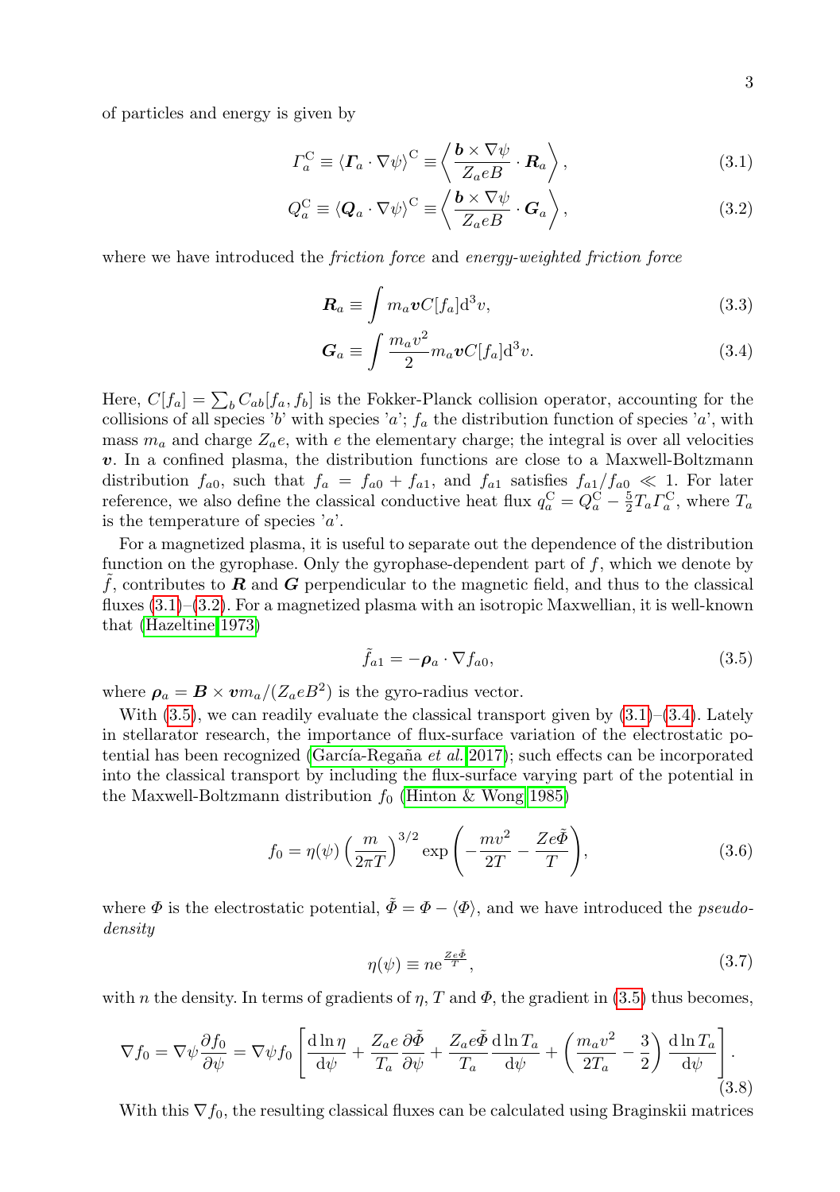of particles and energy is given by

$$\Gamma_a^{\mathrm{C}} \equiv \langle \boldsymbol{\Gamma}_a \cdot \nabla\psi \rangle^{\mathrm{C}} \equiv \left\langle \frac{\boldsymbol{b} \times \nabla\psi}{Z_a e B} \cdot \boldsymbol{R}_a \right\rangle, \tag{3.1}$$

$$Q_a^{\mathrm{C}} \equiv \langle \boldsymbol{Q}_a \cdot \nabla\psi \rangle^{\mathrm{C}} \equiv \left\langle \frac{\boldsymbol{b} \times \nabla\psi}{Z_a e B} \cdot \boldsymbol{G}_a \right\rangle, \tag{3.2}$$

where we have introduced the *friction force* and *energy-weighted friction force*

$$\boldsymbol{R}_a \equiv \int m_a \boldsymbol{v} C[f_a] \mathrm{d}^3 v, \tag{3.3}$$

$$\boldsymbol{G}_a \equiv \int \frac{m_a v^2}{2} m_a \boldsymbol{v} C[f_a] \mathrm{d}^3 v. \tag{3.4}$$

Here, $C[f_a] = \sum_b C_{ab}[f_a, f_b]$ is the Fokker-Planck collision operator, accounting for the collisions of all species '$b$' with species '$a$'; $f_a$ the distribution function of species '$a$', with mass $m_a$ and charge $Z_a e$, with $e$ the elementary charge; the integral is over all velocities $\boldsymbol{v}$. In a confined plasma, the distribution functions are close to a Maxwell-Boltzmann distribution $f_{a0}$, such that $f_a = f_{a0} + f_{a1}$, and $f_{a1}$ satisfies $f_{a1}/f_{a0} \ll 1$. For later reference, we also define the classical conductive heat flux $q_a^{\mathrm{C}} = Q_a^{\mathrm{C}} - \frac{5}{2} T_a \Gamma_a^{\mathrm{C}}$, where $T_a$ is the temperature of species '$a$'.

For a magnetized plasma, it is useful to separate out the dependence of the distribution function on the gyrophase. Only the gyrophase-dependent part of $f$, which we denote by $\tilde{f}$, contributes to $\boldsymbol{R}$ and $\boldsymbol{G}$ perpendicular to the magnetic field, and thus to the classical fluxes (3.1)–(3.2). For a magnetized plasma with an isotropic Maxwellian, it is well-known that (Hazeltine 1973)

$$\tilde{f}_{a1} = -\boldsymbol{\rho}_a \cdot \nabla f_{a0}, \tag{3.5}$$

where $\boldsymbol{\rho}_a = \boldsymbol{B} \times \boldsymbol{v} m_a/(Z_a e B^2)$ is the gyro-radius vector.

With (3.5), we can readily evaluate the classical transport given by (3.1)–(3.4). Lately in stellarator research, the importance of flux-surface variation of the electrostatic potential has been recognized (García-Regaña *et al.* 2017); such effects can be incorporated into the classical transport by including the flux-surface varying part of the potential in the Maxwell-Boltzmann distribution $f_0$ (Hinton & Wong 1985)

$$f_0 = \eta(\psi) \left( \frac{m}{2\pi T} \right)^{3/2} \exp\left( -\frac{m v^2}{2T} - \frac{Z e \tilde{\Phi}}{T} \right), \tag{3.6}$$

where $\Phi$ is the electrostatic potential, $\tilde{\Phi} = \Phi - \langle \Phi \rangle$, and we have introduced the *pseudo-density*

$$\eta(\psi) \equiv n \mathrm{e}^{\frac{Z e \tilde{\Phi}}{T}}, \tag{3.7}$$

with $n$ the density. In terms of gradients of $\eta$, $T$ and $\Phi$, the gradient in (3.5) thus becomes,

$$\nabla f_0 = \nabla\psi \frac{\partial f_0}{\partial \psi} = \nabla\psi f_0 \left[ \frac{\mathrm{d}\ln\eta}{\mathrm{d}\psi} + \frac{Z_a e}{T_a}\frac{\partial\tilde{\Phi}}{\partial\psi} + \frac{Z_a e\tilde{\Phi}}{T_a}\frac{\mathrm{d}\ln T_a}{\mathrm{d}\psi} + \left( \frac{m_a v^2}{2T_a} - \frac{3}{2} \right) \frac{\mathrm{d}\ln T_a}{\mathrm{d}\psi} \right]. \tag{3.8}$$

With this $\nabla f_0$, the resulting classical fluxes can be calculated using Braginskii matrices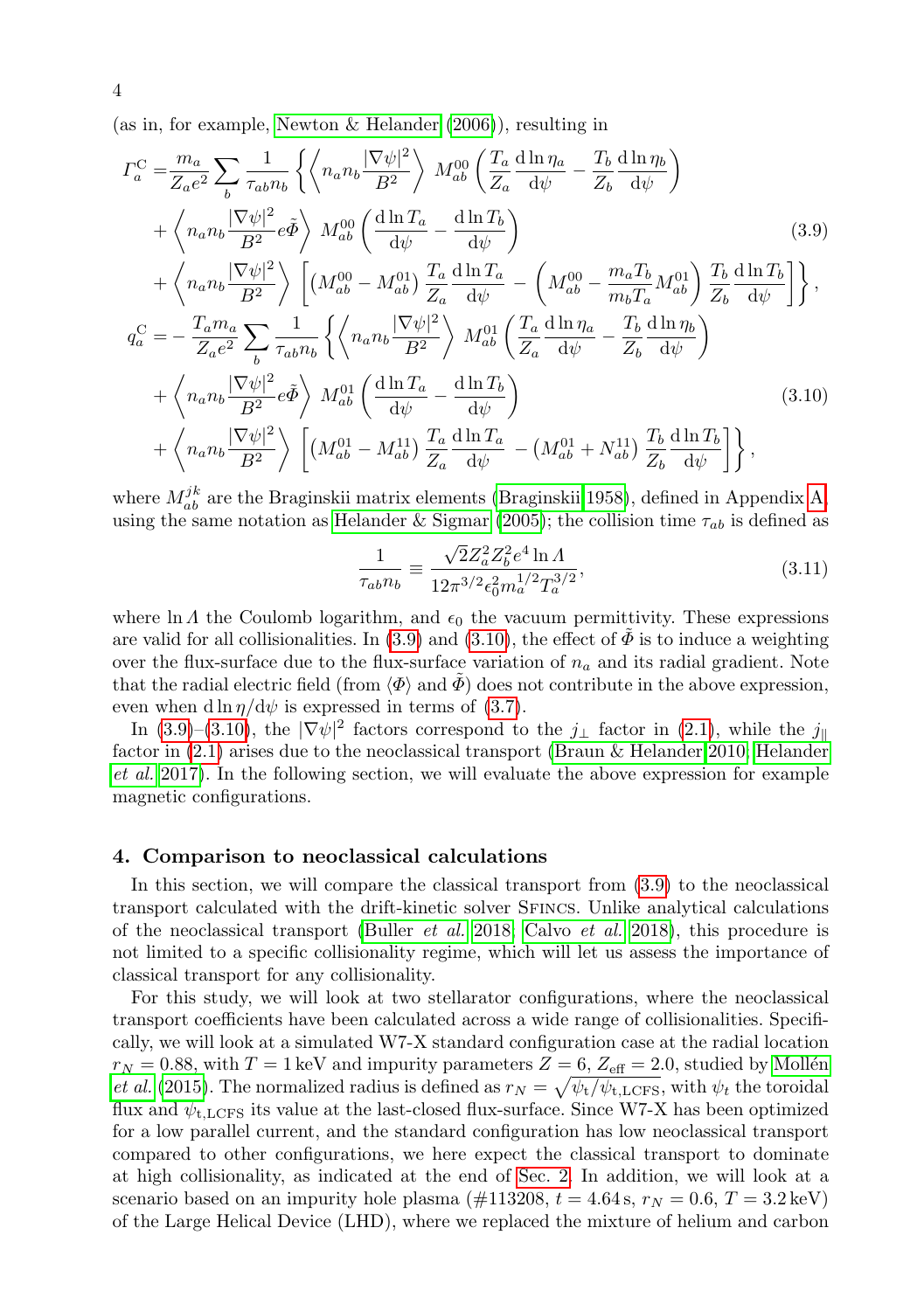(as in, for example, Newton & Helander (2006)), resulting in

$$
\begin{aligned}
\mathit{\Gamma}_a^{\mathrm{C}} =& \frac{m_a}{Z_a e^2} \sum_b \frac{1}{\tau_{ab} n_b} \left\{ \left\langle n_a n_b \frac{|\nabla \psi|^2}{B^2} \right\rangle M_{ab}^{00} \left( \frac{T_a}{Z_a} \frac{\mathrm{d} \ln \eta_a}{\mathrm{d}\psi} - \frac{T_b}{Z_b} \frac{\mathrm{d} \ln \eta_b}{\mathrm{d}\psi} \right) \right. \\
&+ \left\langle n_a n_b \frac{|\nabla \psi|^2}{B^2} e\tilde{\mathit{\Phi}} \right\rangle M_{ab}^{00} \left( \frac{\mathrm{d} \ln T_a}{\mathrm{d}\psi} - \frac{\mathrm{d} \ln T_b}{\mathrm{d}\psi} \right) \\
&+ \left. \left\langle n_a n_b \frac{|\nabla \psi|^2}{B^2} \right\rangle \left[ \left( M_{ab}^{00} - M_{ab}^{01} \right) \frac{T_a}{Z_a} \frac{\mathrm{d} \ln T_a}{\mathrm{d}\psi} - \left( M_{ab}^{00} - \frac{m_a T_b}{m_b T_a} M_{ab}^{01} \right) \frac{T_b}{Z_b} \frac{\mathrm{d} \ln T_b}{\mathrm{d}\psi} \right] \right\},
\end{aligned}
\tag{3.9}
$$

$$
\begin{aligned}
q_a^{\mathrm{C}} =& - \frac{T_a m_a}{Z_a e^2} \sum_b \frac{1}{\tau_{ab} n_b} \left\{ \left\langle n_a n_b \frac{|\nabla \psi|^2}{B^2} \right\rangle M_{ab}^{01} \left( \frac{T_a}{Z_a} \frac{\mathrm{d} \ln \eta_a}{\mathrm{d}\psi} - \frac{T_b}{Z_b} \frac{\mathrm{d} \ln \eta_b}{\mathrm{d}\psi} \right) \right. \\
&+ \left\langle n_a n_b \frac{|\nabla \psi|^2}{B^2} e\tilde{\mathit{\Phi}} \right\rangle M_{ab}^{01} \left( \frac{\mathrm{d} \ln T_a}{\mathrm{d}\psi} - \frac{\mathrm{d} \ln T_b}{\mathrm{d}\psi} \right) \\
&+ \left. \left\langle n_a n_b \frac{|\nabla \psi|^2}{B^2} \right\rangle \left[ \left( M_{ab}^{01} - M_{ab}^{11} \right) \frac{T_a}{Z_a} \frac{\mathrm{d} \ln T_a}{\mathrm{d}\psi} - \left( M_{ab}^{01} + N_{ab}^{11} \right) \frac{T_b}{Z_b} \frac{\mathrm{d} \ln T_b}{\mathrm{d}\psi} \right] \right\},
\end{aligned}
\tag{3.10}
$$

where $M_{ab}^{jk}$ are the Braginskii matrix elements (Braginskii 1958), defined in Appendix A, using the same notation as Helander & Sigmar (2005); the collision time $\tau_{ab}$ is defined as

$$
\frac{1}{\tau_{ab} n_b} \equiv \frac{\sqrt{2} Z_a^2 Z_b^2 e^4 \ln \mathit{\Lambda}}{12 \pi^{3/2} \epsilon_0^2 m_a^{1/2} T_a^{3/2}},
\tag{3.11}
$$

where $\ln \mathit{\Lambda}$ the Coulomb logarithm, and $\epsilon_0$ the vacuum permittivity. These expressions are valid for all collisionalities. In (3.9) and (3.10), the effect of $\tilde{\mathit{\Phi}}$ is to induce a weighting over the flux-surface due to the flux-surface variation of $n_a$ and its radial gradient. Note that the radial electric field (from $\langle \mathit{\Phi} \rangle$ and $\tilde{\mathit{\Phi}}$) does not contribute in the above expression, even when $\mathrm{d} \ln \eta / \mathrm{d}\psi$ is expressed in terms of (3.7).

In (3.9)–(3.10), the $|\nabla \psi|^2$ factors correspond to the $j_\perp$ factor in (2.1), while the $j_\|$ factor in (2.1) arises due to the neoclassical transport (Braun & Helander 2010; Helander *et al.* 2017). In the following section, we will evaluate the above expression for example magnetic configurations.

## 4. Comparison to neoclassical calculations

In this section, we will compare the classical transport from (3.9) to the neoclassical transport calculated with the drift-kinetic solver SFINCS. Unlike analytical calculations of the neoclassical transport (Buller *et al.* 2018; Calvo *et al.* 2018), this procedure is not limited to a specific collisionality regime, which will let us assess the importance of classical transport for any collisionality.

For this study, we will look at two stellarator configurations, where the neoclassical transport coefficients have been calculated across a wide range of collisionalities. Specifically, we will look at a simulated W7-X standard configuration case at the radial location $r_N = 0.88$, with $T = 1\,\mathrm{keV}$ and impurity parameters $Z = 6$, $Z_{\mathrm{eff}} = 2.0$, studied by Mollén *et al.* (2015). The normalized radius is defined as $r_N = \sqrt{\psi_t / \psi_{t,\mathrm{LCFS}}}$, with $\psi_t$ the toroidal flux and $\psi_{t,\mathrm{LCFS}}$ its value at the last-closed flux-surface. Since W7-X has been optimized for a low parallel current, and the standard configuration has low neoclassical transport compared to other configurations, we here expect the classical transport to dominate at high collisionality, as indicated at the end of Sec. 2. In addition, we will look at a scenario based on an impurity hole plasma (#113208, $t = 4.64\,\mathrm{s}$, $r_N = 0.6$, $T = 3.2\,\mathrm{keV}$) of the Large Helical Device (LHD), where we replaced the mixture of helium and carbon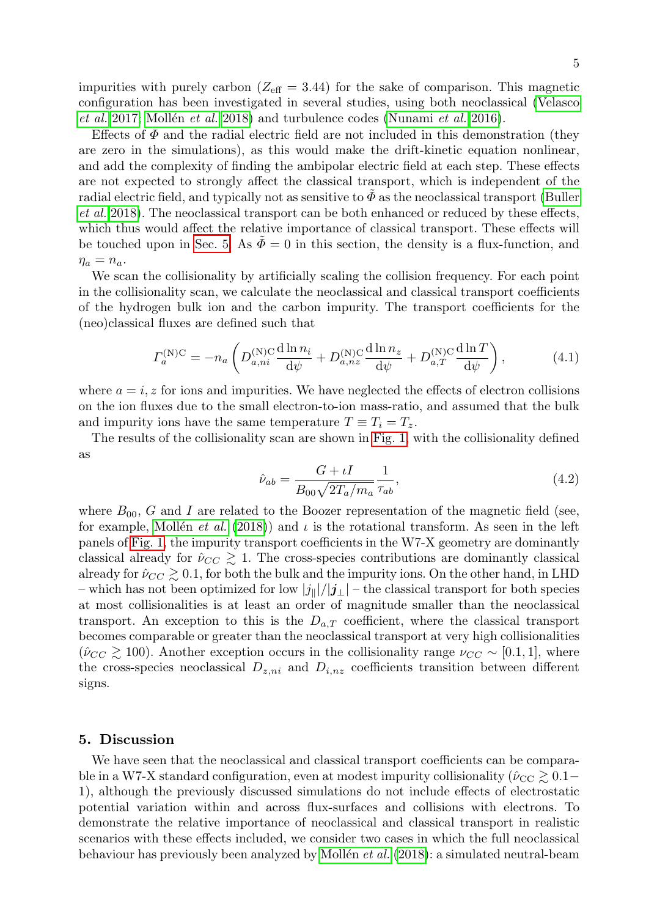impurities with purely carbon ($Z_{\rm eff} = 3.44$) for the sake of comparison. This magnetic configuration has been investigated in several studies, using both neoclassical (Velasco *et al.* 2017; Mollén *et al.* 2018) and turbulence codes (Nunami *et al.* 2016).

Effects of $\Phi$ and the radial electric field are not included in this demonstration (they are zero in the simulations), as this would make the drift-kinetic equation nonlinear, and add the complexity of finding the ambipolar electric field at each step. These effects are not expected to strongly affect the classical transport, which is independent of the radial electric field, and typically not as sensitive to $\tilde{\Phi}$ as the neoclassical transport (Buller *et al.* 2018). The neoclassical transport can be both enhanced or reduced by these effects, which thus would affect the relative importance of classical transport. These effects will be touched upon in Sec. 5. As $\tilde{\Phi} = 0$ in this section, the density is a flux-function, and $\eta_a = n_a$.

We scan the collisionality by artificially scaling the collision frequency. For each point in the collisionality scan, we calculate the neoclassical and classical transport coefficients of the hydrogen bulk ion and the carbon impurity. The transport coefficients for the (neo)classical fluxes are defined such that

$$\Gamma_a^{\rm (N)C} = -n_a \left( D_{a,ni}^{\rm (N)C} \frac{{\rm d} \ln n_i}{{\rm d}\psi} + D_{a,nz}^{\rm (N)C} \frac{{\rm d} \ln n_z}{{\rm d}\psi} + D_{a,T}^{\rm (N)C} \frac{{\rm d} \ln T}{{\rm d}\psi} \right), \tag{4.1}$$

where $a = i, z$ for ions and impurities. We have neglected the effects of electron collisions on the ion fluxes due to the small electron-to-ion mass-ratio, and assumed that the bulk and impurity ions have the same temperature $T \equiv T_i = T_z$.

The results of the collisionality scan are shown in Fig. 1, with the collisionality defined as

$$\hat{\nu}_{ab} = \frac{G + \iota I}{B_{00}\sqrt{2T_a/m_a}} \frac{1}{\tau_{ab}}, \tag{4.2}$$

where $B_{00}$, $G$ and $I$ are related to the Boozer representation of the magnetic field (see, for example, Mollén *et al.* (2018)) and $\iota$ is the rotational transform. As seen in the left panels of Fig. 1, the impurity transport coefficients in the W7-X geometry are dominantly classical already for $\hat{\nu}_{CC} \gtrsim 1$. The cross-species contributions are dominantly classical already for $\hat{\nu}_{CC} \gtrsim 0.1$, for both the bulk and the impurity ions. On the other hand, in LHD – which has not been optimized for low $|j_\parallel|/|\boldsymbol{j}_\perp|$ – the classical transport for both species at most collisionalities is at least an order of magnitude smaller than the neoclassical transport. An exception to this is the $D_{a,T}$ coefficient, where the classical transport becomes comparable or greater than the neoclassical transport at very high collisionalities ($\hat{\nu}_{CC} \gtrsim 100$). Another exception occurs in the collisionality range $\nu_{CC} \sim [0.1, 1]$, where the cross-species neoclassical $D_{z,ni}$ and $D_{i,nz}$ coefficients transition between different signs.

## 5. Discussion

We have seen that the neoclassical and classical transport coefficients can be comparable in a W7-X standard configuration, even at modest impurity collisionality ($\hat{\nu}_{\rm CC} \gtrsim 0.1$–$1$), although the previously discussed simulations do not include effects of electrostatic potential variation within and across flux-surfaces and collisions with electrons. To demonstrate the relative importance of neoclassical and classical transport in realistic scenarios with these effects included, we consider two cases in which the full neoclassical behaviour has previously been analyzed by Mollén *et al.* (2018): a simulated neutral-beam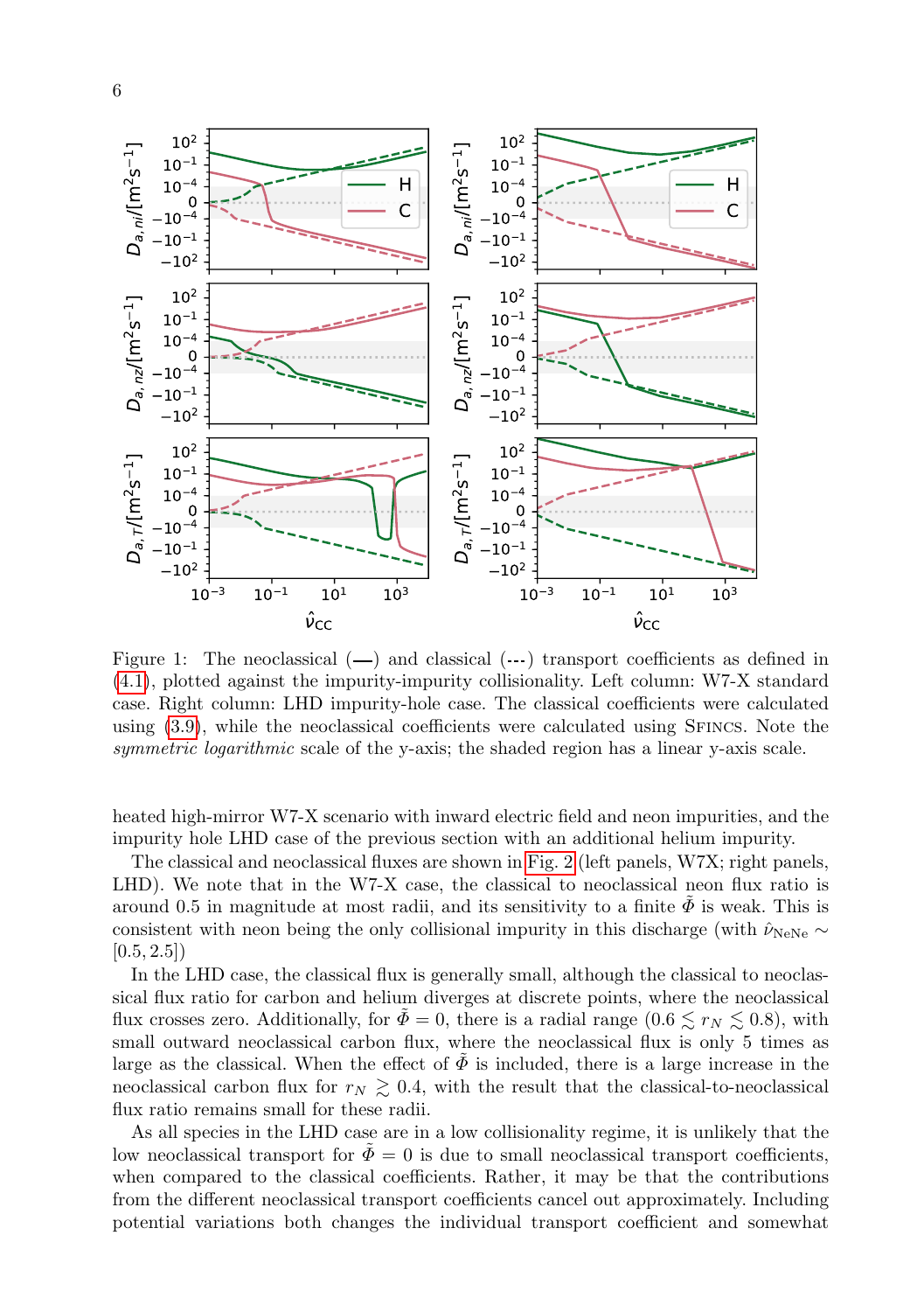Figure 1: The neoclassical (—) and classical (---) transport coefficients as defined in (4.1), plotted against the impurity-impurity collisionality. Left column: W7-X standard case. Right column: LHD impurity-hole case. The classical coefficients were calculated using (3.9), while the neoclassical coefficients were calculated using SFINCS. Note the *symmetric logarithmic* scale of the y-axis; the shaded region has a linear y-axis scale.

heated high-mirror W7-X scenario with inward electric field and neon impurities, and the impurity hole LHD case of the previous section with an additional helium impurity.

The classical and neoclassical fluxes are shown in Fig. 2 (left panels, W7X; right panels, LHD). We note that in the W7-X case, the classical to neoclassical neon flux ratio is around 0.5 in magnitude at most radii, and its sensitivity to a finite $\tilde{\Phi}$ is weak. This is consistent with neon being the only collisional impurity in this discharge (with $\hat{\nu}_{\mathrm{NeNe}} \sim [0.5, 2.5]$)

In the LHD case, the classical flux is generally small, although the classical to neoclassical flux ratio for carbon and helium diverges at discrete points, where the neoclassical flux crosses zero. Additionally, for $\tilde{\Phi} = 0$, there is a radial range ($0.6 \lesssim r_N \lesssim 0.8$), with small outward neoclassical carbon flux, where the neoclassical flux is only 5 times as large as the classical. When the effect of $\tilde{\Phi}$ is included, there is a large increase in the neoclassical carbon flux for $r_N \gtrsim 0.4$, with the result that the classical-to-neoclassical flux ratio remains small for these radii.

As all species in the LHD case are in a low collisionality regime, it is unlikely that the low neoclassical transport for $\tilde{\Phi} = 0$ is due to small neoclassical transport coefficients, when compared to the classical coefficients. Rather, it may be that the contributions from the different neoclassical transport coefficients cancel out approximately. Including potential variations both changes the individual transport coefficient and somewhat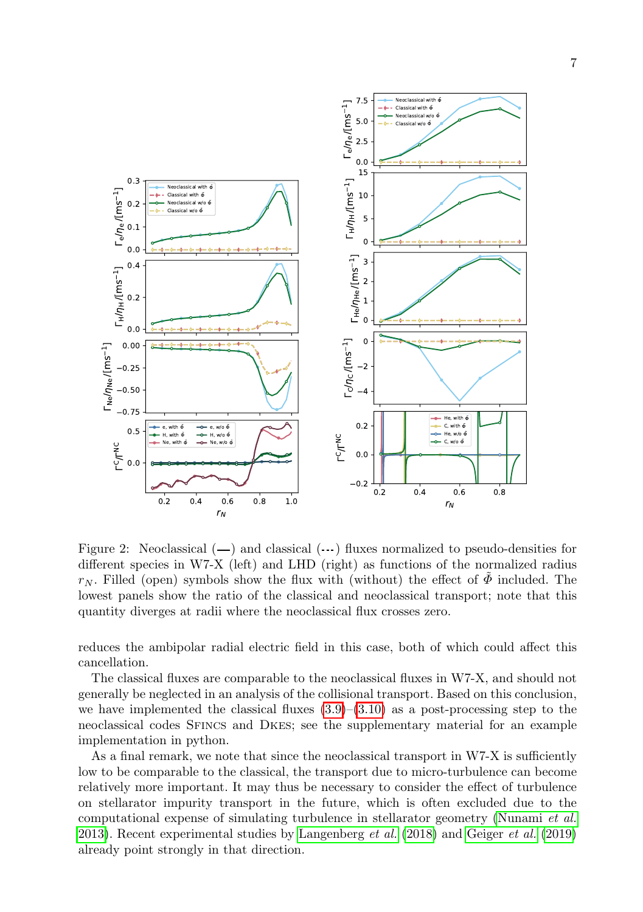Figure 2: Neoclassical (—) and classical (---) fluxes normalized to pseudo-densities for different species in W7-X (left) and LHD (right) as functions of the normalized radius $r_N$. Filled (open) symbols show the flux with (without) the effect of $\tilde{\Phi}$ included. The lowest panels show the ratio of the classical and neoclassical transport; note that this quantity diverges at radii where the neoclassical flux crosses zero.

reduces the ambipolar radial electric field in this case, both of which could affect this cancellation.

The classical fluxes are comparable to the neoclassical fluxes in W7-X, and should not generally be neglected in an analysis of the collisional transport. Based on this conclusion, we have implemented the classical fluxes (3.9)–(3.10) as a post-processing step to the neoclassical codes SFINCS and DKES; see the supplementary material for an example implementation in python.

As a final remark, we note that since the neoclassical transport in W7-X is sufficiently low to be comparable to the classical, the transport due to micro-turbulence can become relatively more important. It may thus be necessary to consider the effect of turbulence on stellarator impurity transport in the future, which is often excluded due to the computational expense of simulating turbulence in stellarator geometry (Nunami *et al.* 2013). Recent experimental studies by Langenberg *et al.* (2018) and Geiger *et al.* (2019) already point strongly in that direction.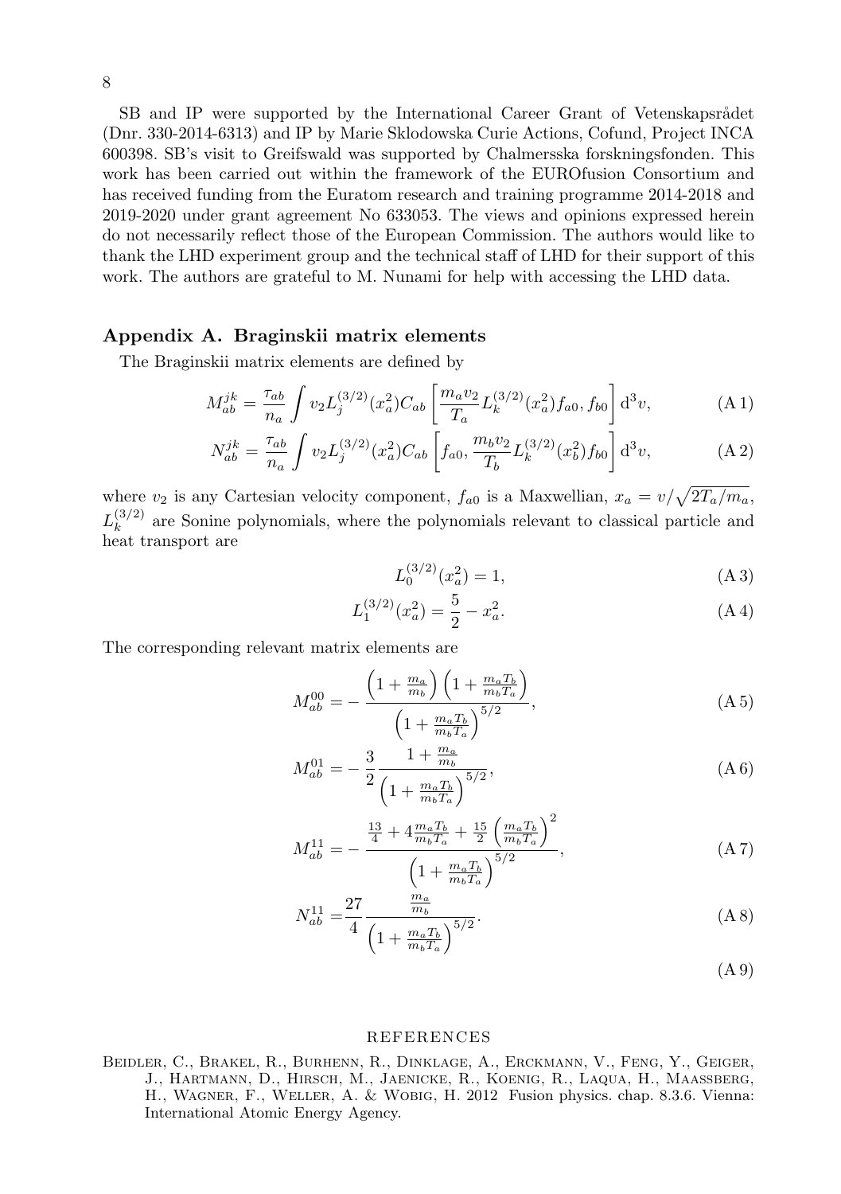SB and IP were supported by the International Career Grant of Vetenskapsrådet (Dnr. 330-2014-6313) and IP by Marie Sklodowska Curie Actions, Cofund, Project INCA 600398. SB's visit to Greifswald was supported by Chalmerska forskningsfonden. This work has been carried out within the framework of the EUROfusion Consortium and has received funding from the Euratom research and training programme 2014-2018 and 2019-2020 under grant agreement No 633053. The views and opinions expressed herein do not necessarily reflect those of the European Commission. The authors would like to thank the LHD experiment group and the technical staff of LHD for their support of this work. The authors are grateful to M. Nunami for help with accessing the LHD data.

## Appendix A. Braginskii matrix elements

The Braginskii matrix elements are defined by

$$M_{ab}^{jk} = \frac{\tau_{ab}}{n_a} \int v_2 L_j^{(3/2)}(x_a^2) C_{ab} \left[ \frac{m_a v_2}{T_a} L_k^{(3/2)}(x_a^2) f_{a0}, f_{b0} \right] \mathrm{d}^3 v, \tag{A 1}$$

$$N_{ab}^{jk} = \frac{\tau_{ab}}{n_a} \int v_2 L_j^{(3/2)}(x_a^2) C_{ab} \left[ f_{a0}, \frac{m_b v_2}{T_b} L_k^{(3/2)}(x_b^2) f_{b0} \right] \mathrm{d}^3 v, \tag{A 2}$$

where $v_2$ is any Cartesian velocity component, $f_{a0}$ is a Maxwellian, $x_a = v/\sqrt{2T_a/m_a}$, $L_k^{(3/2)}$ are Sonine polynomials, where the polynomials relevant to classical particle and heat transport are

$$L_0^{(3/2)}(x_a^2) = 1, \tag{A 3}$$

$$L_1^{(3/2)}(x_a^2) = \frac{5}{2} - x_a^2. \tag{A 4}$$

The corresponding relevant matrix elements are

$$M_{ab}^{00} = -\frac{\left(1 + \frac{m_a}{m_b}\right)\left(1 + \frac{m_a T_b}{m_b T_a}\right)}{\left(1 + \frac{m_a T_b}{m_b T_a}\right)^{5/2}}, \tag{A 5}$$

$$M_{ab}^{01} = -\frac{3}{2} \frac{1 + \frac{m_a}{m_b}}{\left(1 + \frac{m_a T_b}{m_b T_a}\right)^{5/2}}, \tag{A 6}$$

$$M_{ab}^{11} = -\frac{\frac{13}{4} + 4\frac{m_a T_b}{m_b T_a} + \frac{15}{2}\left(\frac{m_a T_b}{m_b T_a}\right)^2}{\left(1 + \frac{m_a T_b}{m_b T_a}\right)^{5/2}}, \tag{A 7}$$

$$N_{ab}^{11} = \frac{27}{4} \frac{\frac{m_a}{m_b}}{\left(1 + \frac{m_a T_b}{m_b T_a}\right)^{5/2}}. \tag{A 8}$$

$$\tag{A 9}$$

## REFERENCES

Beidler, C., Brakel, R., Burhenn, R., Dinklage, A., Erckmann, V., Feng, Y., Geiger, J., Hartmann, D., Hirsch, M., Jaenicke, R., Koenig, R., Laqua, H., Maassberg, H., Wagner, F., Weller, A. & Wobig, H. 2012 Fusion physics. chap. 8.3.6. Vienna: International Atomic Energy Agency.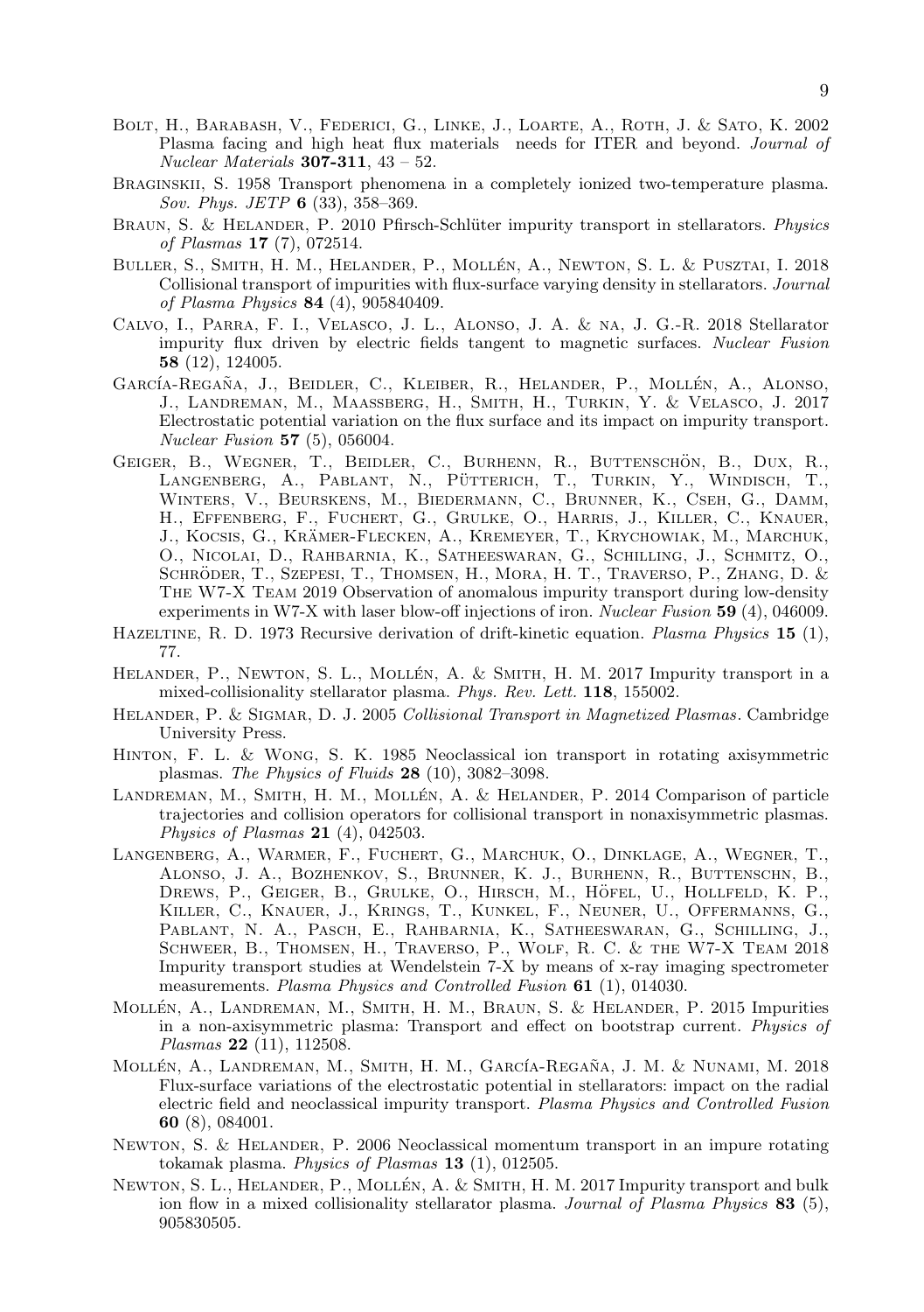Bolt, H., Barabash, V., Federici, G., Linke, J., Loarte, A., Roth, J. & Sato, K. 2002 Plasma facing and high heat flux materials  needs for ITER and beyond. *Journal of Nuclear Materials* **307-311**, 43 – 52.

Braginskii, S. 1958 Transport phenomena in a completely ionized two-temperature plasma. *Sov. Phys. JETP* **6** (33), 358–369.

Braun, S. & Helander, P. 2010 Pfirsch-Schlüter impurity transport in stellarators. *Physics of Plasmas* **17** (7), 072514.

Buller, S., Smith, H. M., Helander, P., Mollén, A., Newton, S. L. & Pusztai, I. 2018 Collisional transport of impurities with flux-surface varying density in stellarators. *Journal of Plasma Physics* **84** (4), 905840409.

Calvo, I., Parra, F. I., Velasco, J. L., Alonso, J. A. & na, J. G.-R. 2018 Stellarator impurity flux driven by electric fields tangent to magnetic surfaces. *Nuclear Fusion* **58** (12), 124005.

García-Regaña, J., Beidler, C., Kleiber, R., Helander, P., Mollén, A., Alonso, J., Landreman, M., Maassberg, H., Smith, H., Turkin, Y. & Velasco, J. 2017 Electrostatic potential variation on the flux surface and its impact on impurity transport. *Nuclear Fusion* **57** (5), 056004.

Geiger, B., Wegner, T., Beidler, C., Burhenn, R., Buttenschön, B., Dux, R., Langenberg, A., Pablant, N., Pütterich, T., Turkin, Y., Windisch, T., Winters, V., Beurskens, M., Biedermann, C., Brunner, K., Cseh, G., Damm, H., Effenberg, F., Fuchert, G., Grulke, O., Harris, J., Killer, C., Knauer, J., Kocsis, G., Krämer-Flecken, A., Kremeyer, T., Krychowiak, M., Marchuk, O., Nicolai, D., Rahbarnia, K., Satheeswaran, G., Schilling, J., Schmitz, O., Schröder, T., Szepesi, T., Thomsen, H., Mora, H. T., Traverso, P., Zhang, D. & The W7-X Team 2019 Observation of anomalous impurity transport during low-density experiments in W7-X with laser blow-off injections of iron. *Nuclear Fusion* **59** (4), 046009.

Hazeltine, R. D. 1973 Recursive derivation of drift-kinetic equation. *Plasma Physics* **15** (1), 77.

Helander, P., Newton, S. L., Mollén, A. & Smith, H. M. 2017 Impurity transport in a mixed-collisionality stellarator plasma. *Phys. Rev. Lett.* **118**, 155002.

Helander, P. & Sigmar, D. J. 2005 *Collisional Transport in Magnetized Plasmas*. Cambridge University Press.

Hinton, F. L. & Wong, S. K. 1985 Neoclassical ion transport in rotating axisymmetric plasmas. *The Physics of Fluids* **28** (10), 3082–3098.

Landreman, M., Smith, H. M., Mollén, A. & Helander, P. 2014 Comparison of particle trajectories and collision operators for collisional transport in nonaxisymmetric plasmas. *Physics of Plasmas* **21** (4), 042503.

Langenberg, A., Warmer, F., Fuchert, G., Marchuk, O., Dinklage, A., Wegner, T., Alonso, J. A., Bozhenkov, S., Brunner, K. J., Burhenn, R., Buttenschn, B., Drews, P., Geiger, B., Grulke, O., Hirsch, M., Höfel, U., Hollfeld, K. P., Killer, C., Knauer, J., Krings, T., Kunkel, F., Neuner, U., Offermanns, G., Pablant, N. A., Pasch, E., Rahbarnia, K., Satheeswaran, G., Schilling, J., Schweer, B., Thomsen, H., Traverso, P., Wolf, R. C. & the W7-X Team 2018 Impurity transport studies at Wendelstein 7-X by means of x-ray imaging spectrometer measurements. *Plasma Physics and Controlled Fusion* **61** (1), 014030.

Mollén, A., Landreman, M., Smith, H. M., Braun, S. & Helander, P. 2015 Impurities in a non-axisymmetric plasma: Transport and effect on bootstrap current. *Physics of Plasmas* **22** (11), 112508.

Mollén, A., Landreman, M., Smith, H. M., García-Regaña, J. M. & Nunami, M. 2018 Flux-surface variations of the electrostatic potential in stellarators: impact on the radial electric field and neoclassical impurity transport. *Plasma Physics and Controlled Fusion* **60** (8), 084001.

Newton, S. & Helander, P. 2006 Neoclassical momentum transport in an impure rotating tokamak plasma. *Physics of Plasmas* **13** (1), 012505.

Newton, S. L., Helander, P., Mollén, A. & Smith, H. M. 2017 Impurity transport and bulk ion flow in a mixed collisionality stellarator plasma. *Journal of Plasma Physics* **83** (5), 905830505.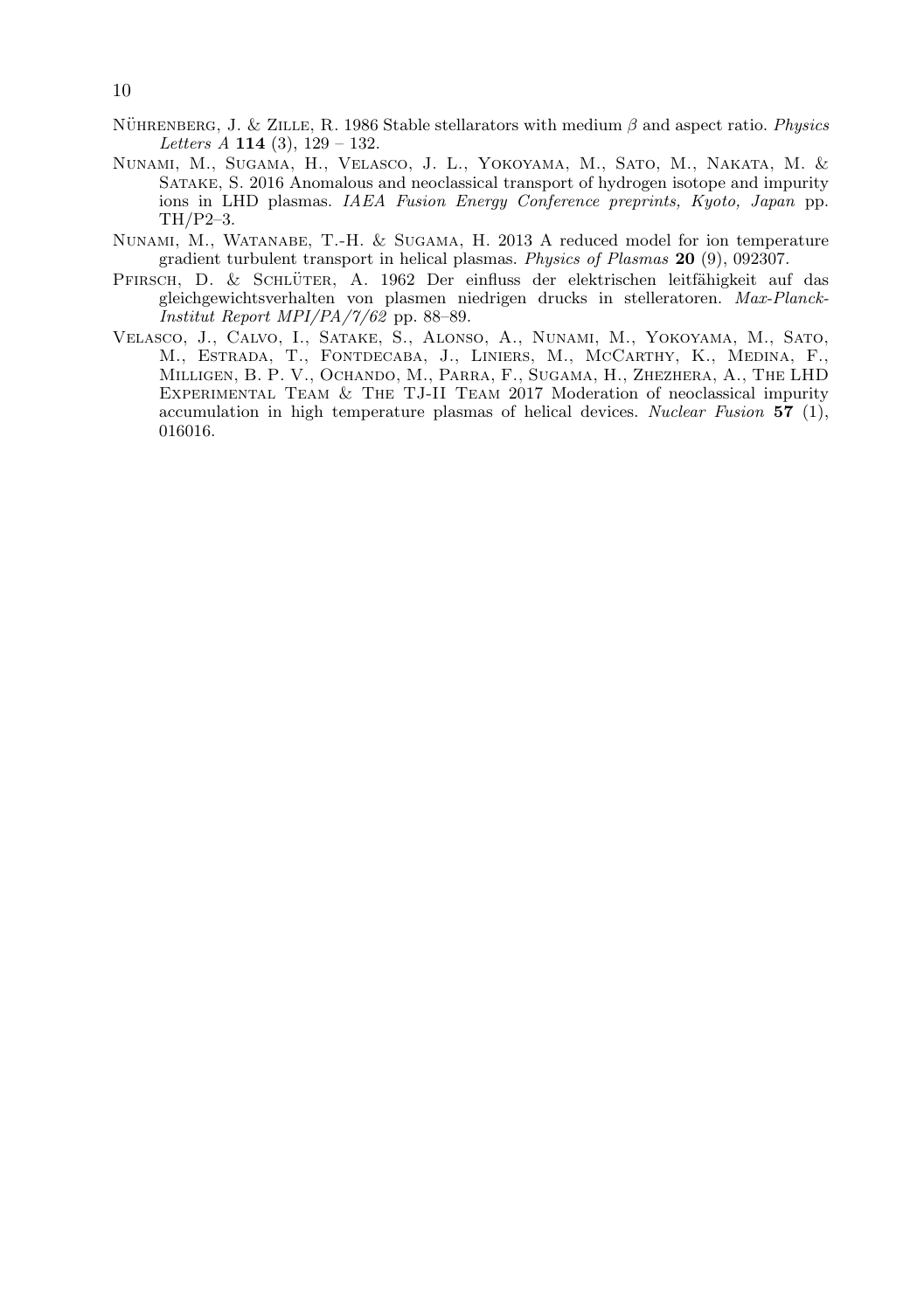Nührenberg, J. & Zille, R. 1986 Stable stellarators with medium $\beta$ and aspect ratio. *Physics Letters A* **114** (3), 129 – 132.

Nunami, M., Sugama, H., Velasco, J. L., Yokoyama, M., Sato, M., Nakata, M. & Satake, S. 2016 Anomalous and neoclassical transport of hydrogen isotope and impurity ions in LHD plasmas. *IAEA Fusion Energy Conference preprints, Kyoto, Japan* pp. TH/P2–3.

Nunami, M., Watanabe, T.-H. & Sugama, H. 2013 A reduced model for ion temperature gradient turbulent transport in helical plasmas. *Physics of Plasmas* **20** (9), 092307.

Pfirsch, D. & Schlüter, A. 1962 Der einfluss der elektrischen leitfähigkeit auf das gleichgewichtsverhalten von plasmen niedrigen drucks in stelleratoren. *Max-Planck-Institut Report MPI/PA/7/62* pp. 88–89.

Velasco, J., Calvo, I., Satake, S., Alonso, A., Nunami, M., Yokoyama, M., Sato, M., Estrada, T., Fontdecaba, J., Liniers, M., McCarthy, K., Medina, F., Milligen, B. P. V., Ochando, M., Parra, F., Sugama, H., Zhezhera, A., The LHD Experimental Team & The TJ-II Team 2017 Moderation of neoclassical impurity accumulation in high temperature plasmas of helical devices. *Nuclear Fusion* **57** (1), 016016.